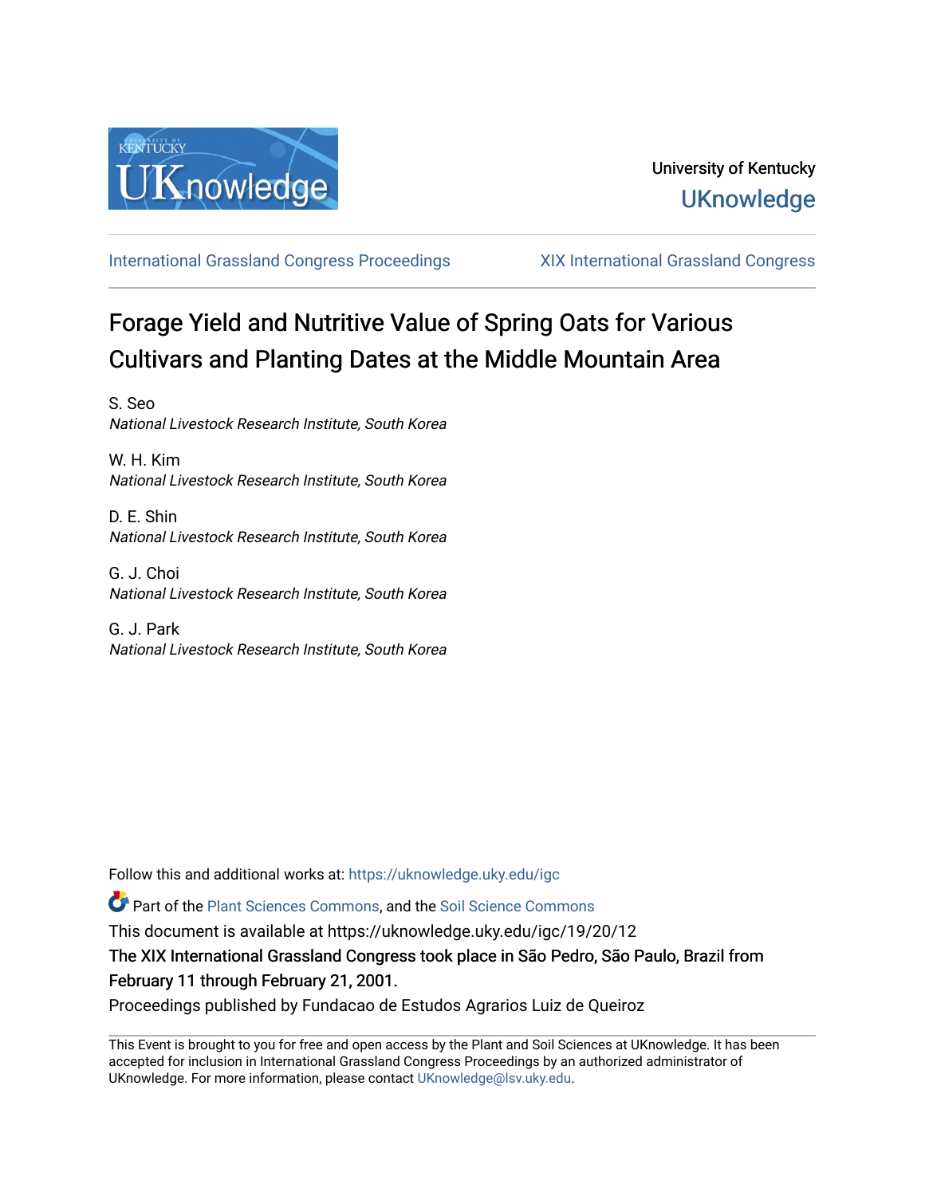University of Kentucky
UKnowledge

International Grassland Congress Proceedings | XIX International Grassland Congress

# Forage Yield and Nutritive Value of Spring Oats for Various Cultivars and Planting Dates at the Middle Mountain Area

S. Seo
*National Livestock Research Institute, South Korea*

W. H. Kim
*National Livestock Research Institute, South Korea*

D. E. Shin
*National Livestock Research Institute, South Korea*

G. J. Choi
*National Livestock Research Institute, South Korea*

G. J. Park
*National Livestock Research Institute, South Korea*

Follow this and additional works at: https://uknowledge.uky.edu/igc

Part of the Plant Sciences Commons, and the Soil Science Commons

This document is available at https://uknowledge.uky.edu/igc/19/20/12

The XIX International Grassland Congress took place in São Pedro, São Paulo, Brazil from February 11 through February 21, 2001.

Proceedings published by Fundacao de Estudos Agrarios Luiz de Queiroz

This Event is brought to you for free and open access by the Plant and Soil Sciences at UKnowledge. It has been accepted for inclusion in International Grassland Congress Proceedings by an authorized administrator of UKnowledge. For more information, please contact UKnowledge@lsv.uky.edu.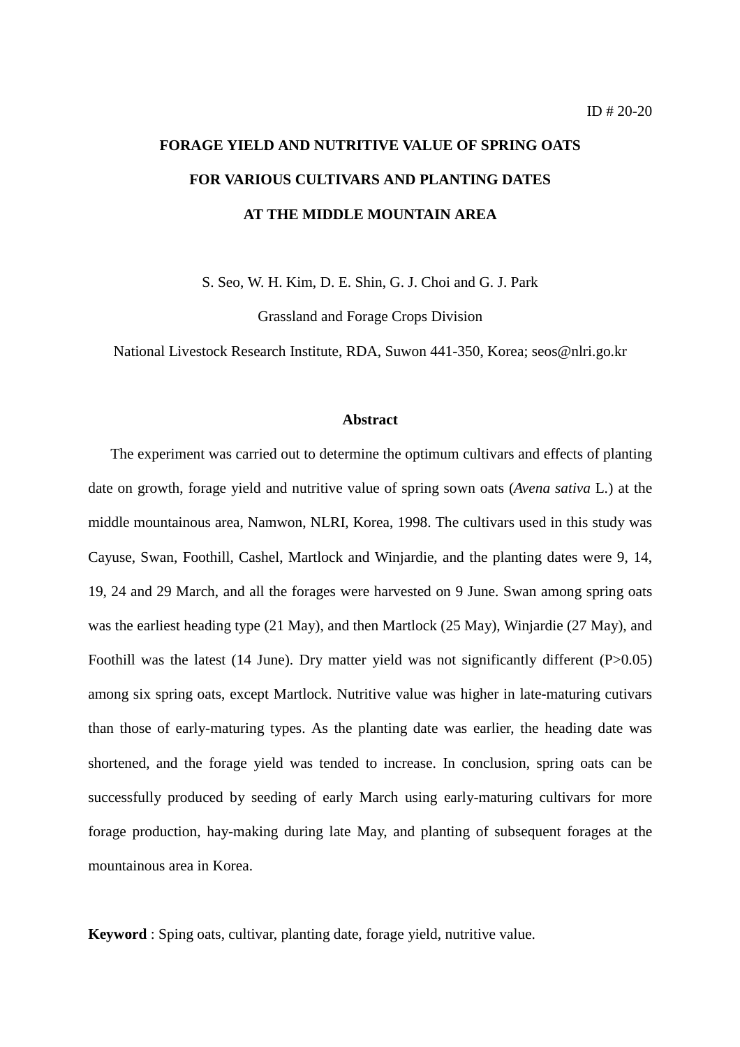ID # 20-20

# FORAGE YIELD AND NUTRITIVE VALUE OF SPRING OATS FOR VARIOUS CULTIVARS AND PLANTING DATES AT THE MIDDLE MOUNTAIN AREA

S. Seo, W. H. Kim, D. E. Shin, G. J. Choi and G. J. Park

Grassland and Forage Crops Division

National Livestock Research Institute, RDA, Suwon 441-350, Korea; seos@nlri.go.kr

## Abstract

The experiment was carried out to determine the optimum cultivars and effects of planting date on growth, forage yield and nutritive value of spring sown oats (*Avena sativa* L.) at the middle mountainous area, Namwon, NLRI, Korea, 1998. The cultivars used in this study was Cayuse, Swan, Foothill, Cashel, Martlock and Winjardie, and the planting dates were 9, 14, 19, 24 and 29 March, and all the forages were harvested on 9 June. Swan among spring oats was the earliest heading type (21 May), and then Martlock (25 May), Winjardie (27 May), and Foothill was the latest (14 June). Dry matter yield was not significantly different ($P>0.05$) among six spring oats, except Martlock. Nutritive value was higher in late-maturing cutivars than those of early-maturing types. As the planting date was earlier, the heading date was shortened, and the forage yield was tended to increase. In conclusion, spring oats can be successfully produced by seeding of early March using early-maturing cultivars for more forage production, hay-making during late May, and planting of subsequent forages at the mountainous area in Korea.

**Keyword** : Sping oats, cultivar, planting date, forage yield, nutritive value.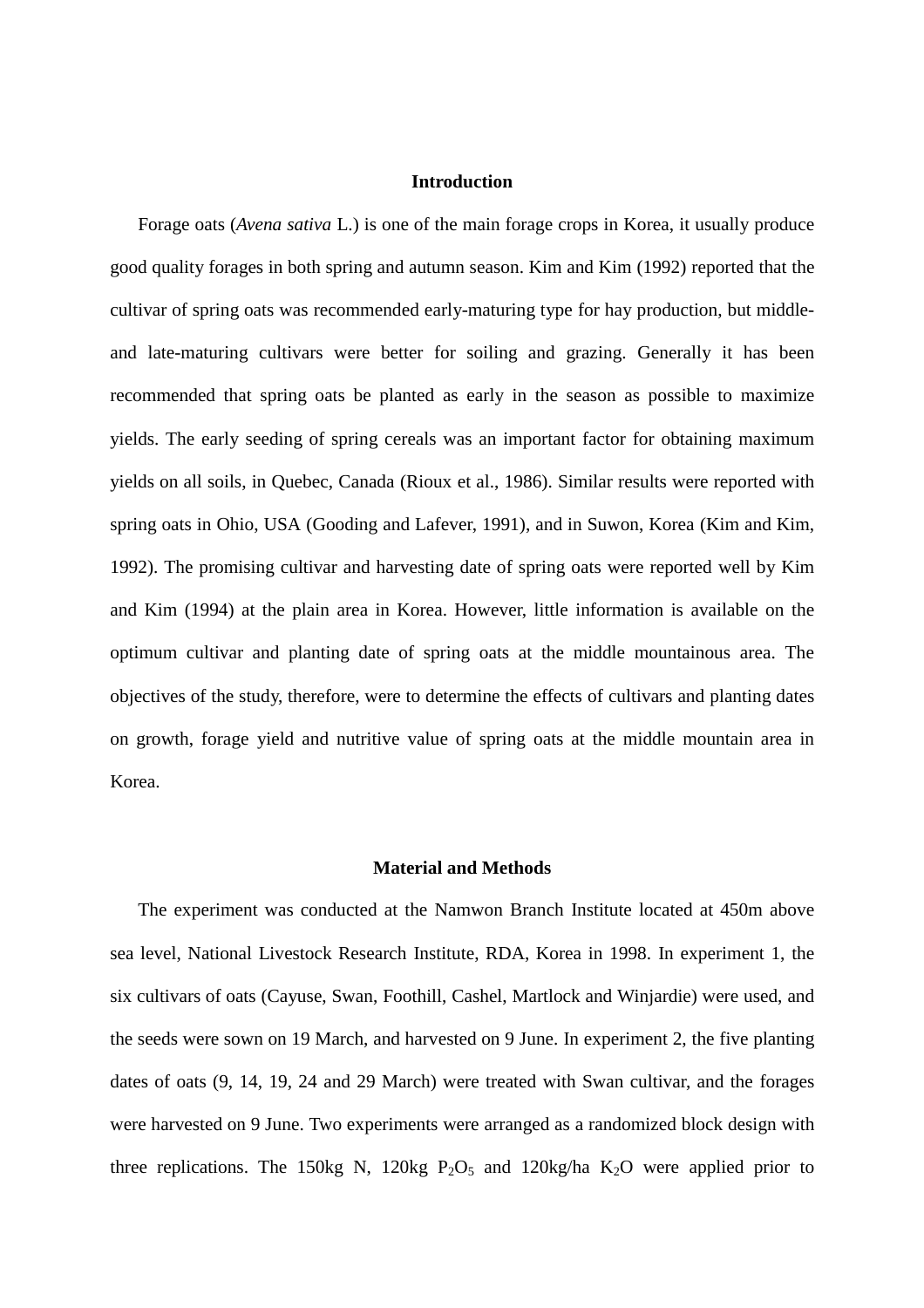## Introduction

Forage oats (*Avena sativa* L.) is one of the main forage crops in Korea, it usually produce good quality forages in both spring and autumn season. Kim and Kim (1992) reported that the cultivar of spring oats was recommended early-maturing type for hay production, but middle- and late-maturing cultivars were better for soiling and grazing. Generally it has been recommended that spring oats be planted as early in the season as possible to maximize yields. The early seeding of spring cereals was an important factor for obtaining maximum yields on all soils, in Quebec, Canada (Rioux et al., 1986). Similar results were reported with spring oats in Ohio, USA (Gooding and Lafever, 1991), and in Suwon, Korea (Kim and Kim, 1992). The promising cultivar and harvesting date of spring oats were reported well by Kim and Kim (1994) at the plain area in Korea. However, little information is available on the optimum cultivar and planting date of spring oats at the middle mountainous area. The objectives of the study, therefore, were to determine the effects of cultivars and planting dates on growth, forage yield and nutritive value of spring oats at the middle mountain area in Korea.

## Material and Methods

The experiment was conducted at the Namwon Branch Institute located at 450m above sea level, National Livestock Research Institute, RDA, Korea in 1998. In experiment 1, the six cultivars of oats (Cayuse, Swan, Foothill, Cashel, Martlock and Winjardie) were used, and the seeds were sown on 19 March, and harvested on 9 June. In experiment 2, the five planting dates of oats (9, 14, 19, 24 and 29 March) were treated with Swan cultivar, and the forages were harvested on 9 June. Two experiments were arranged as a randomized block design with three replications. The 150kg N, 120kg $P_2O_5$ and 120kg/ha $K_2O$ were applied prior to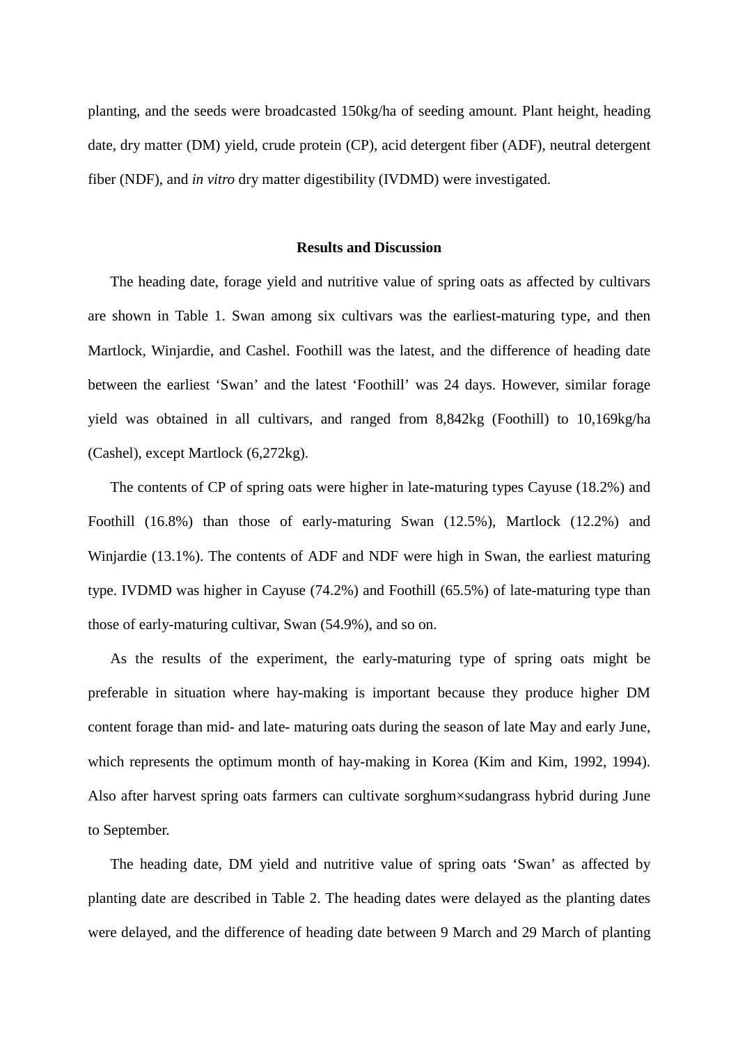planting, and the seeds were broadcasted 150kg/ha of seeding amount. Plant height, heading date, dry matter (DM) yield, crude protein (CP), acid detergent fiber (ADF), neutral detergent fiber (NDF), and *in vitro* dry matter digestibility (IVDMD) were investigated.

### Results and Discussion

The heading date, forage yield and nutritive value of spring oats as affected by cultivars are shown in Table 1. Swan among six cultivars was the earliest-maturing type, and then Martlock, Winjardie, and Cashel. Foothill was the latest, and the difference of heading date between the earliest ‘Swan’ and the latest ‘Foothill’ was 24 days. However, similar forage yield was obtained in all cultivars, and ranged from 8,842kg (Foothill) to 10,169kg/ha (Cashel), except Martlock (6,272kg).

The contents of CP of spring oats were higher in late-maturing types Cayuse (18.2%) and Foothill (16.8%) than those of early-maturing Swan (12.5%), Martlock (12.2%) and Winjardie (13.1%). The contents of ADF and NDF were high in Swan, the earliest maturing type. IVDMD was higher in Cayuse (74.2%) and Foothill (65.5%) of late-maturing type than those of early-maturing cultivar, Swan (54.9%), and so on.

As the results of the experiment, the early-maturing type of spring oats might be preferable in situation where hay-making is important because they produce higher DM content forage than mid- and late- maturing oats during the season of late May and early June, which represents the optimum month of hay-making in Korea (Kim and Kim, 1992, 1994). Also after harvest spring oats farmers can cultivate sorghum×sudangrass hybrid during June to September.

The heading date, DM yield and nutritive value of spring oats ‘Swan’ as affected by planting date are described in Table 2. The heading dates were delayed as the planting dates were delayed, and the difference of heading date between 9 March and 29 March of planting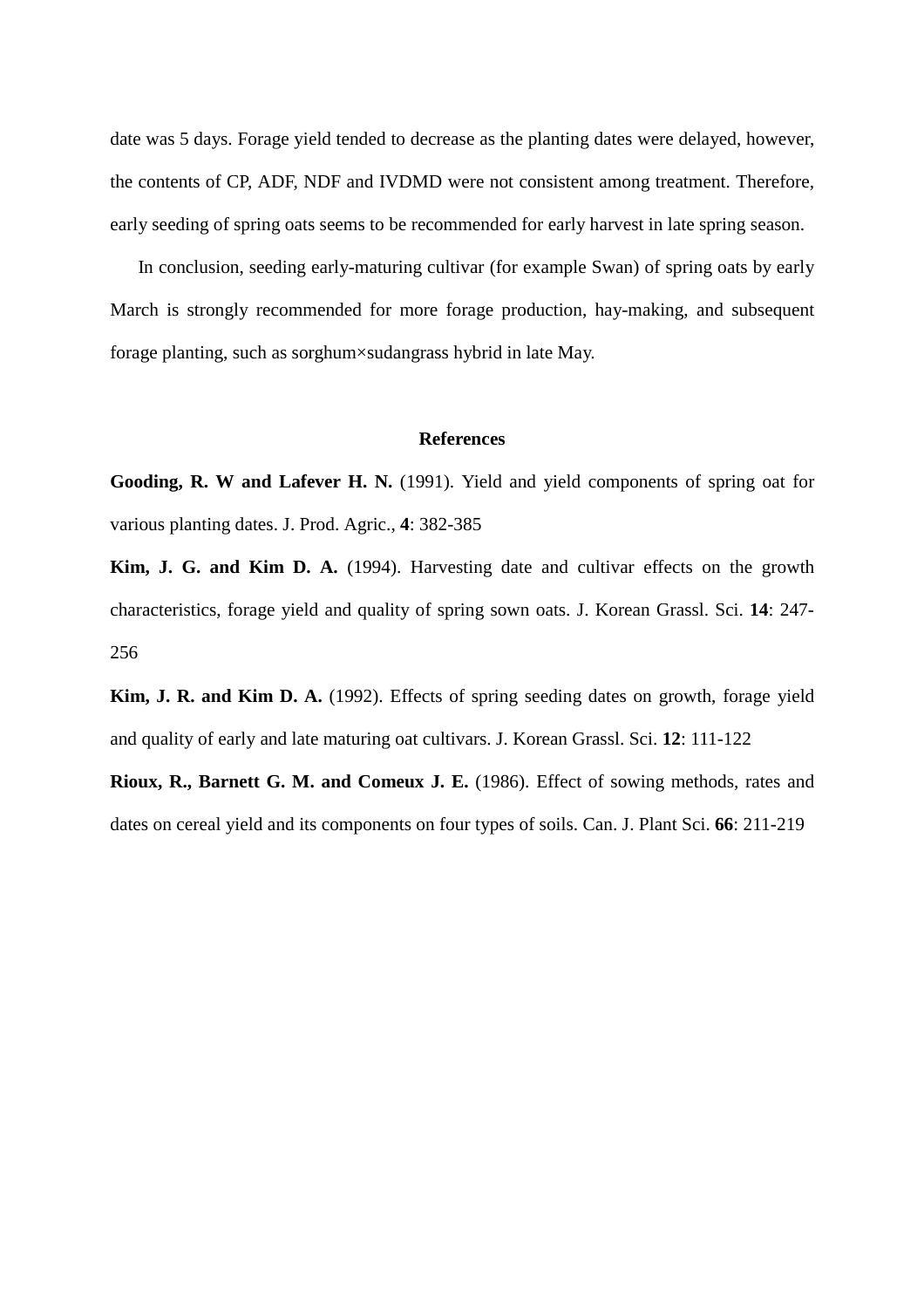date was 5 days. Forage yield tended to decrease as the planting dates were delayed, however, the contents of CP, ADF, NDF and IVDMD were not consistent among treatment. Therefore, early seeding of spring oats seems to be recommended for early harvest in late spring season.

In conclusion, seeding early-maturing cultivar (for example Swan) of spring oats by early March is strongly recommended for more forage production, hay-making, and subsequent forage planting, such as sorghum×sudangrass hybrid in late May.

## References

**Gooding, R. W and Lafever H. N.** (1991). Yield and yield components of spring oat for various planting dates. J. Prod. Agric., **4**: 382-385

**Kim, J. G. and Kim D. A.** (1994). Harvesting date and cultivar effects on the growth characteristics, forage yield and quality of spring sown oats. J. Korean Grassl. Sci. **14**: 247-256

**Kim, J. R. and Kim D. A.** (1992). Effects of spring seeding dates on growth, forage yield and quality of early and late maturing oat cultivars. J. Korean Grassl. Sci. **12**: 111-122

**Rioux, R., Barnett G. M. and Comeux J. E.** (1986). Effect of sowing methods, rates and dates on cereal yield and its components on four types of soils. Can. J. Plant Sci. **66**: 211-219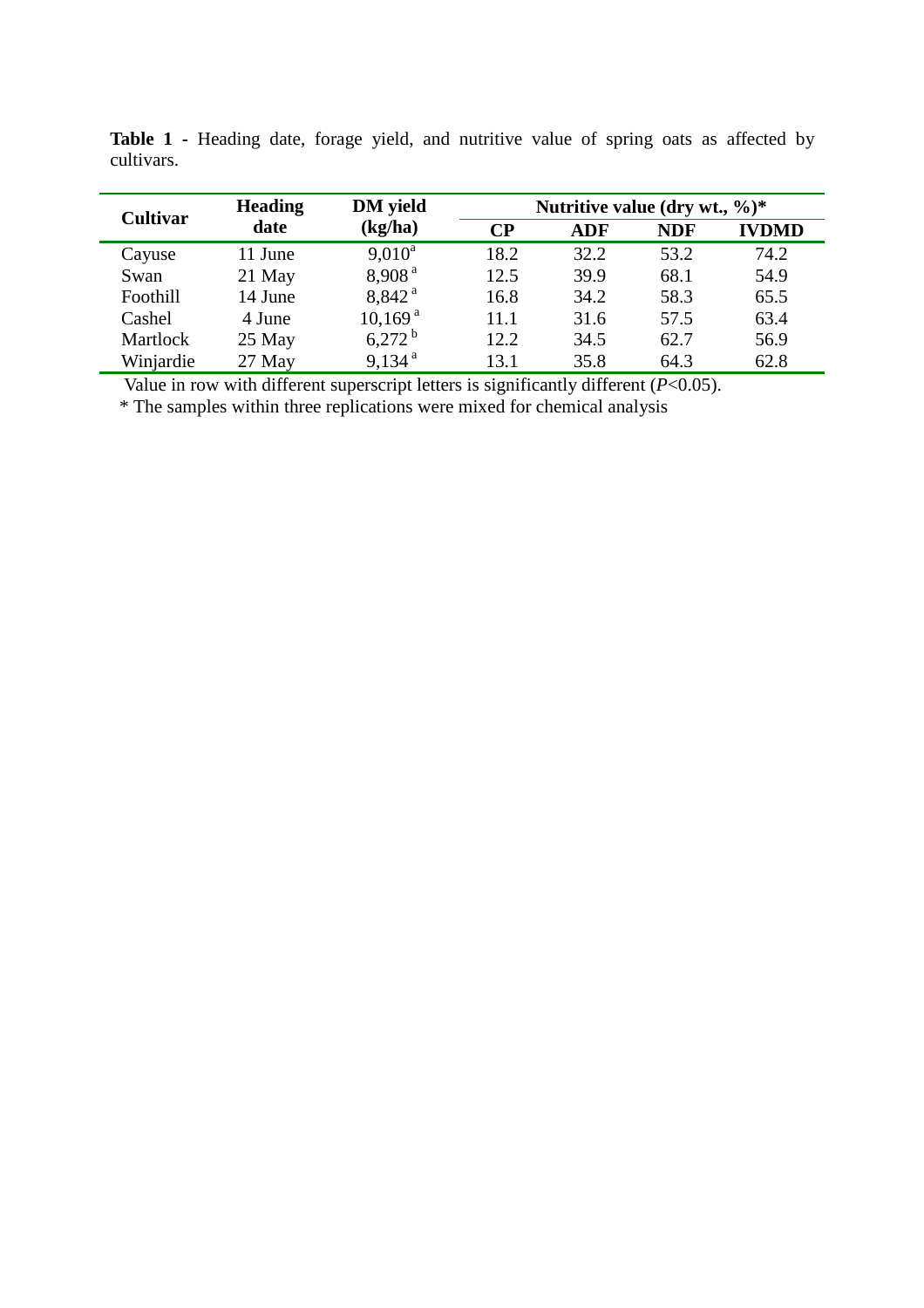**Table 1 -** Heading date, forage yield, and nutritive value of spring oats as affected by cultivars.

| Cultivar | Heading date | DM yield (kg/ha) | Nutritive value (dry wt., %)* | | | |
|---|---|---|---|---|---|---|
| | | | CP | ADF | NDF | IVDMD |
| Cayuse | 11 June | 9,010[a] | 18.2 | 32.2 | 53.2 | 74.2 |
| Swan | 21 May | 8,908[a] | 12.5 | 39.9 | 68.1 | 54.9 |
| Foothill | 14 June | 8,842[a] | 16.8 | 34.2 | 58.3 | 65.5 |
| Cashel | 4 June | 10,169[a] | 11.1 | 31.6 | 57.5 | 63.4 |
| Martlock | 25 May | 6,272[b] | 12.2 | 34.5 | 62.7 | 56.9 |
| Winjardie | 27 May | 9,134[a] | 13.1 | 35.8 | 64.3 | 62.8 |

Value in row with different superscript letters is significantly different ($P$<0.05).

\* The samples within three replications were mixed for chemical analysis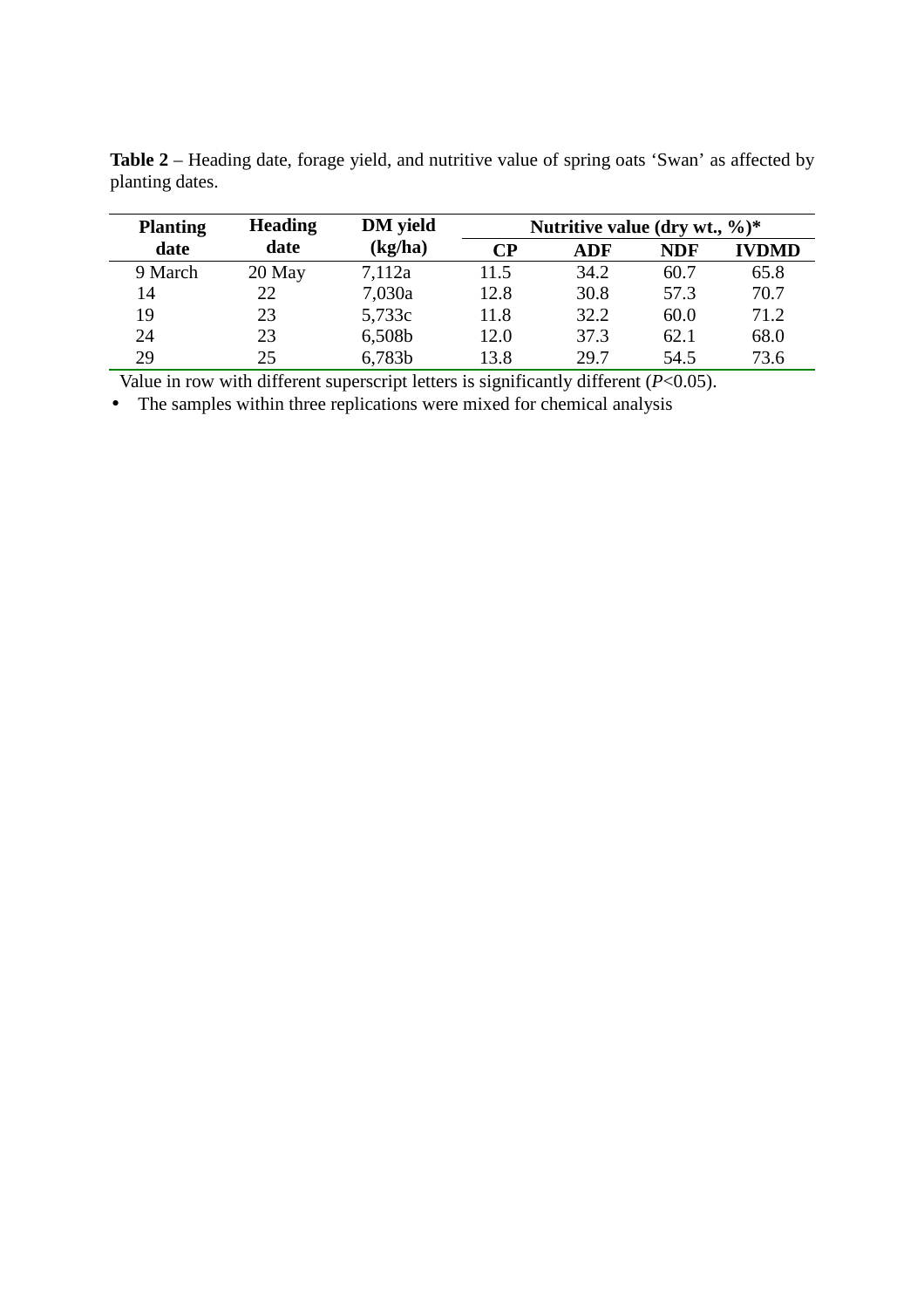**Table 2** – Heading date, forage yield, and nutritive value of spring oats 'Swan' as affected by planting dates.

| Planting date | Heading date | DM yield (kg/ha) | Nutritive value (dry wt., %)* | | | |
|---|---|---|---|---|---|---|
| | | | CP | ADF | NDF | IVDMD |
| 9 March | 20 May | 7,112a | 11.5 | 34.2 | 60.7 | 65.8 |
| 14 | 22 | 7,030a | 12.8 | 30.8 | 57.3 | 70.7 |
| 19 | 23 | 5,733c | 11.8 | 32.2 | 60.0 | 71.2 |
| 24 | 23 | 6,508b | 12.0 | 37.3 | 62.1 | 68.0 |
| 29 | 25 | 6,783b | 13.8 | 29.7 | 54.5 | 73.6 |

Value in row with different superscript letters is significantly different ($P<0.05$).

- The samples within three replications were mixed for chemical analysis